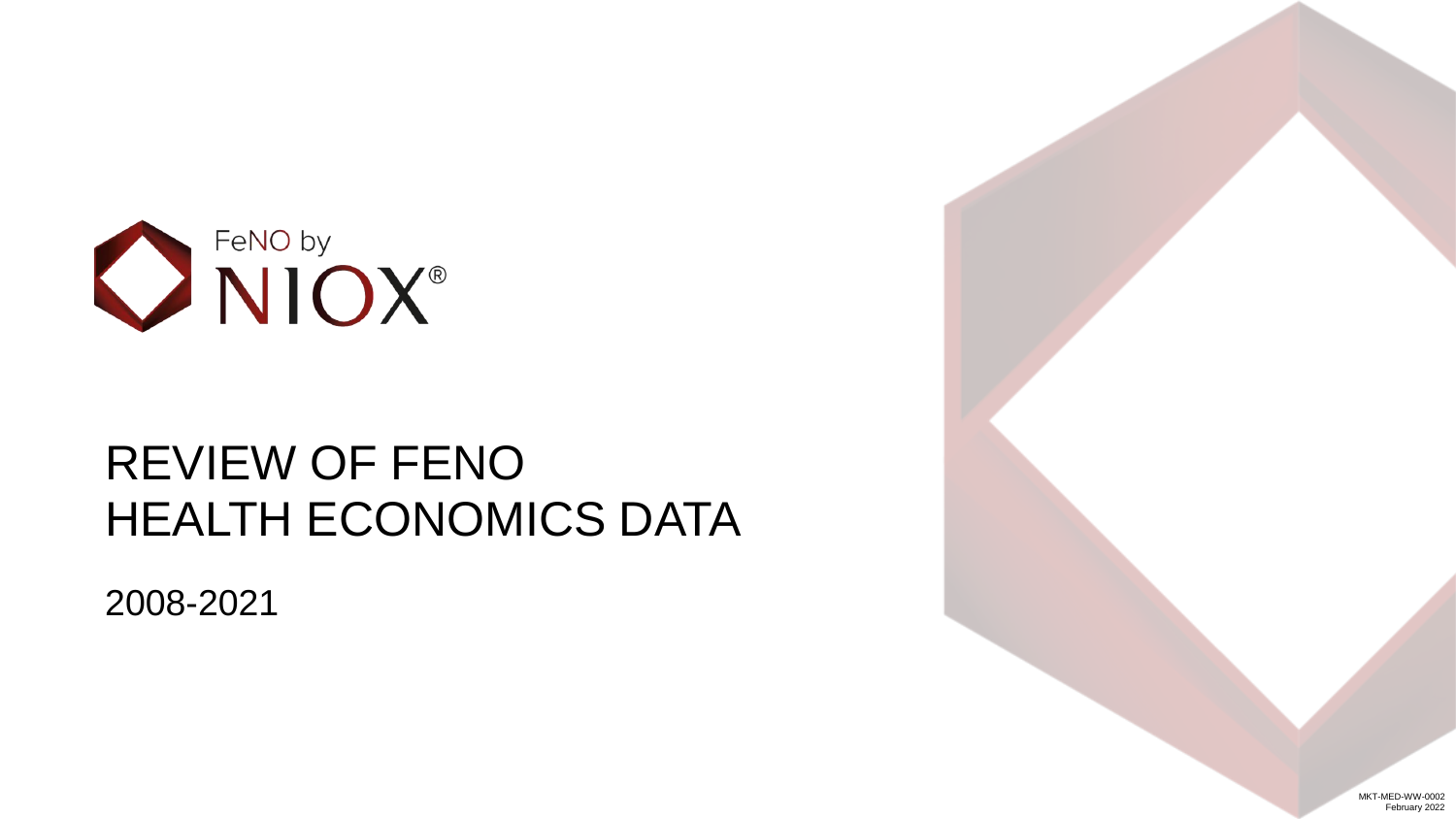FeNO by NIOX®

# REVIEW OF FENO HEALTH ECONOMICS DATA

2008-2021

MKT-MED-WW-0002
February 2022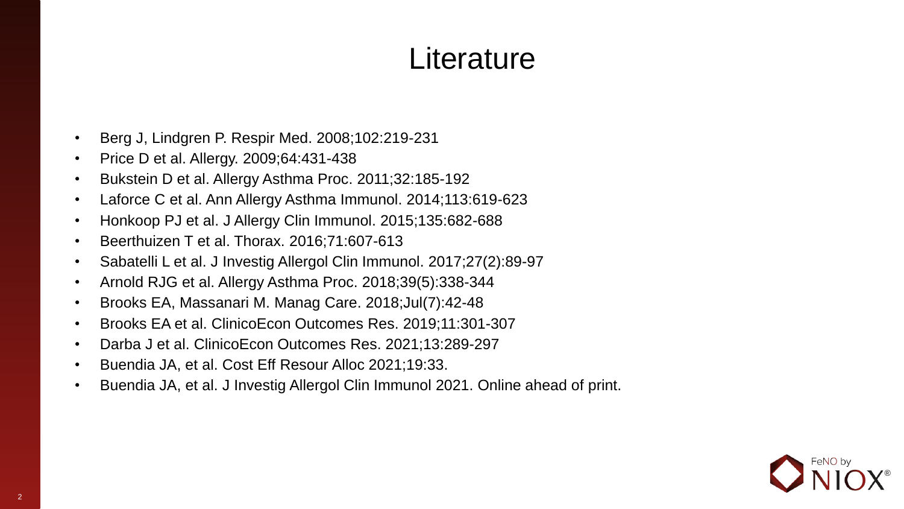# Literature

- Berg J, Lindgren P. Respir Med. 2008;102:219-231
- Price D et al. Allergy. 2009;64:431-438
- Bukstein D et al. Allergy Asthma Proc. 2011;32:185-192
- Laforce C et al. Ann Allergy Asthma Immunol. 2014;113:619-623
- Honkoop PJ et al. J Allergy Clin Immunol. 2015;135:682-688
- Beerthuizen T et al. Thorax. 2016;71:607-613
- Sabatelli L et al. J Investig Allergol Clin Immunol. 2017;27(2):89-97
- Arnold RJG et al. Allergy Asthma Proc. 2018;39(5):338-344
- Brooks EA, Massanari M. Manag Care. 2018;Jul(7):42-48
- Brooks EA et al. ClinicoEcon Outcomes Res. 2019;11:301-307
- Darba J et al. ClinicoEcon Outcomes Res. 2021;13:289-297
- Buendia JA, et al. Cost Eff Resour Alloc 2021;19:33.
- Buendia JA, et al. J Investig Allergol Clin Immunol 2021. Online ahead of print.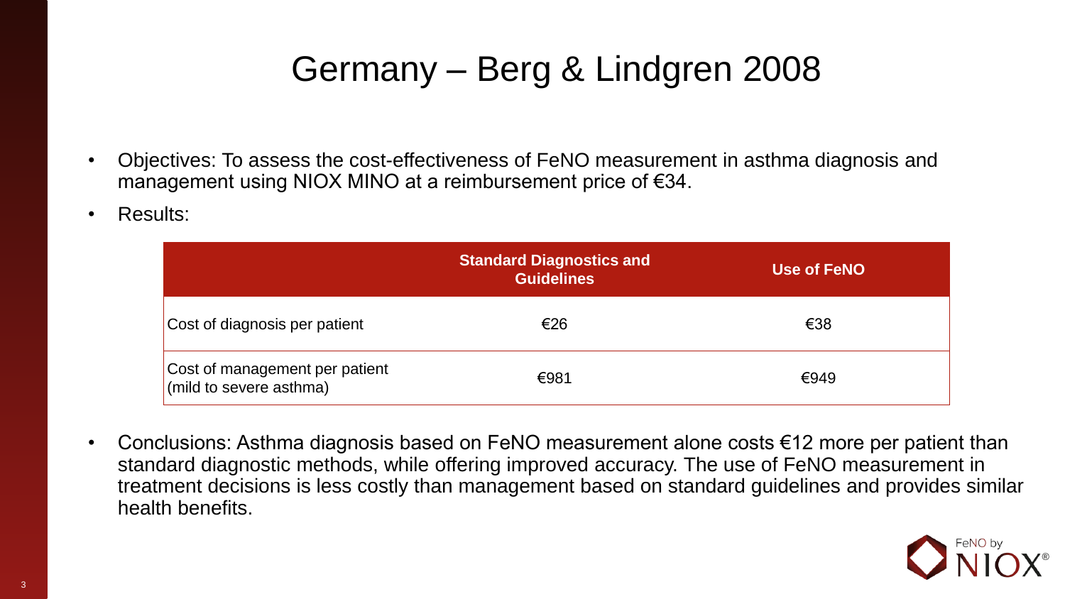# Germany – Berg & Lindgren 2008

- Objectives: To assess the cost-effectiveness of FeNO measurement in asthma diagnosis and management using NIOX MINO at a reimbursement price of €34.
- Results:

| | Standard Diagnostics and Guidelines | Use of FeNO |
|---|---|---|
| Cost of diagnosis per patient | €26 | €38 |
| Cost of management per patient (mild to severe asthma) | €981 | €949 |

- Conclusions: Asthma diagnosis based on FeNO measurement alone costs €12 more per patient than standard diagnostic methods, while offering improved accuracy. The use of FeNO measurement in treatment decisions is less costly than management based on standard guidelines and provides similar health benefits.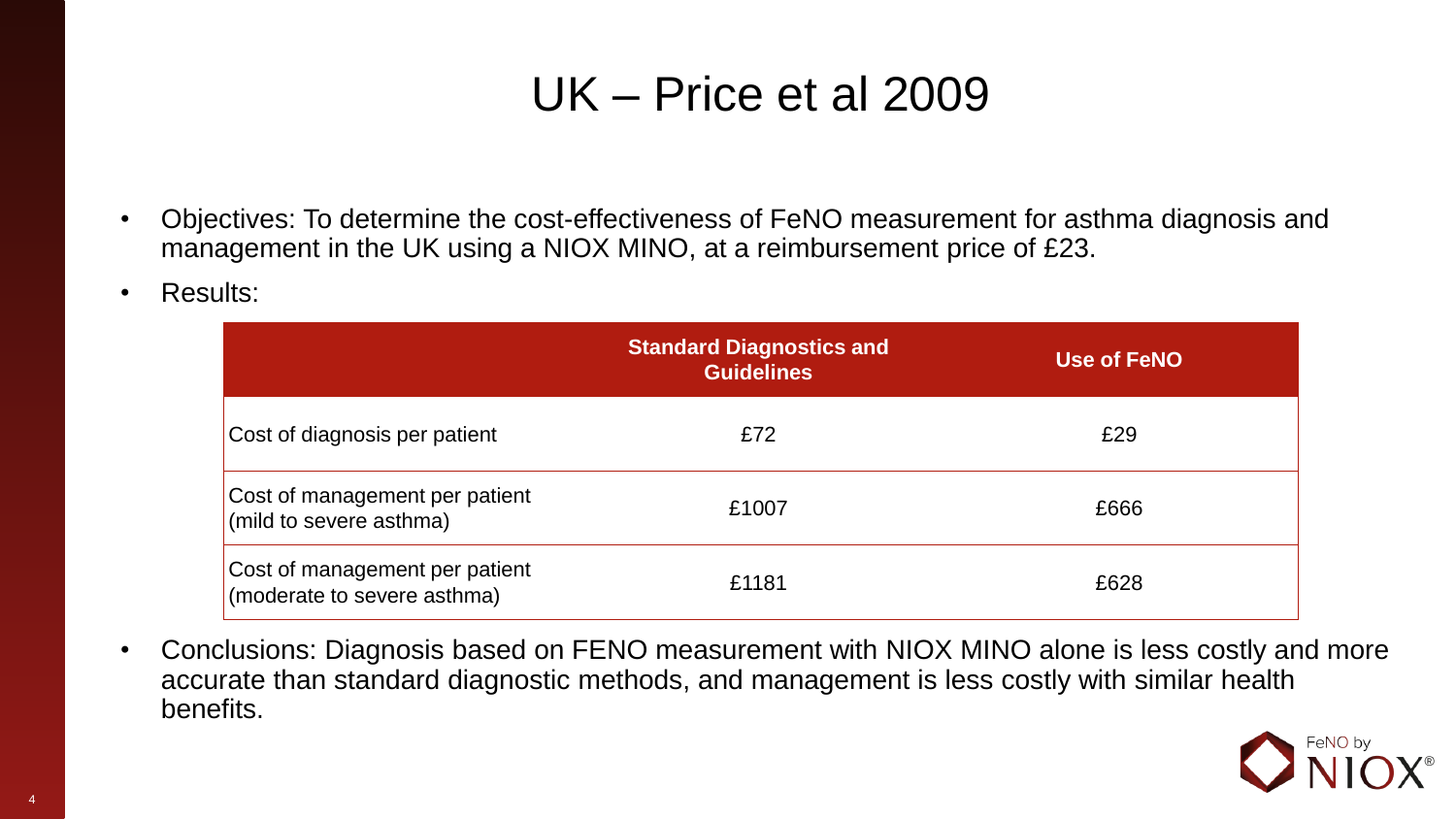# UK – Price et al 2009

- Objectives: To determine the cost-effectiveness of FeNO measurement for asthma diagnosis and management in the UK using a NIOX MINO, at a reimbursement price of £23.
- Results:

| | Standard Diagnostics and Guidelines | Use of FeNO |
|---|---|---|
| Cost of diagnosis per patient | £72 | £29 |
| Cost of management per patient (mild to severe asthma) | £1007 | £666 |
| Cost of management per patient (moderate to severe asthma) | £1181 | £628 |

- Conclusions: Diagnosis based on FENO measurement with NIOX MINO alone is less costly and more accurate than standard diagnostic methods, and management is less costly with similar health benefits.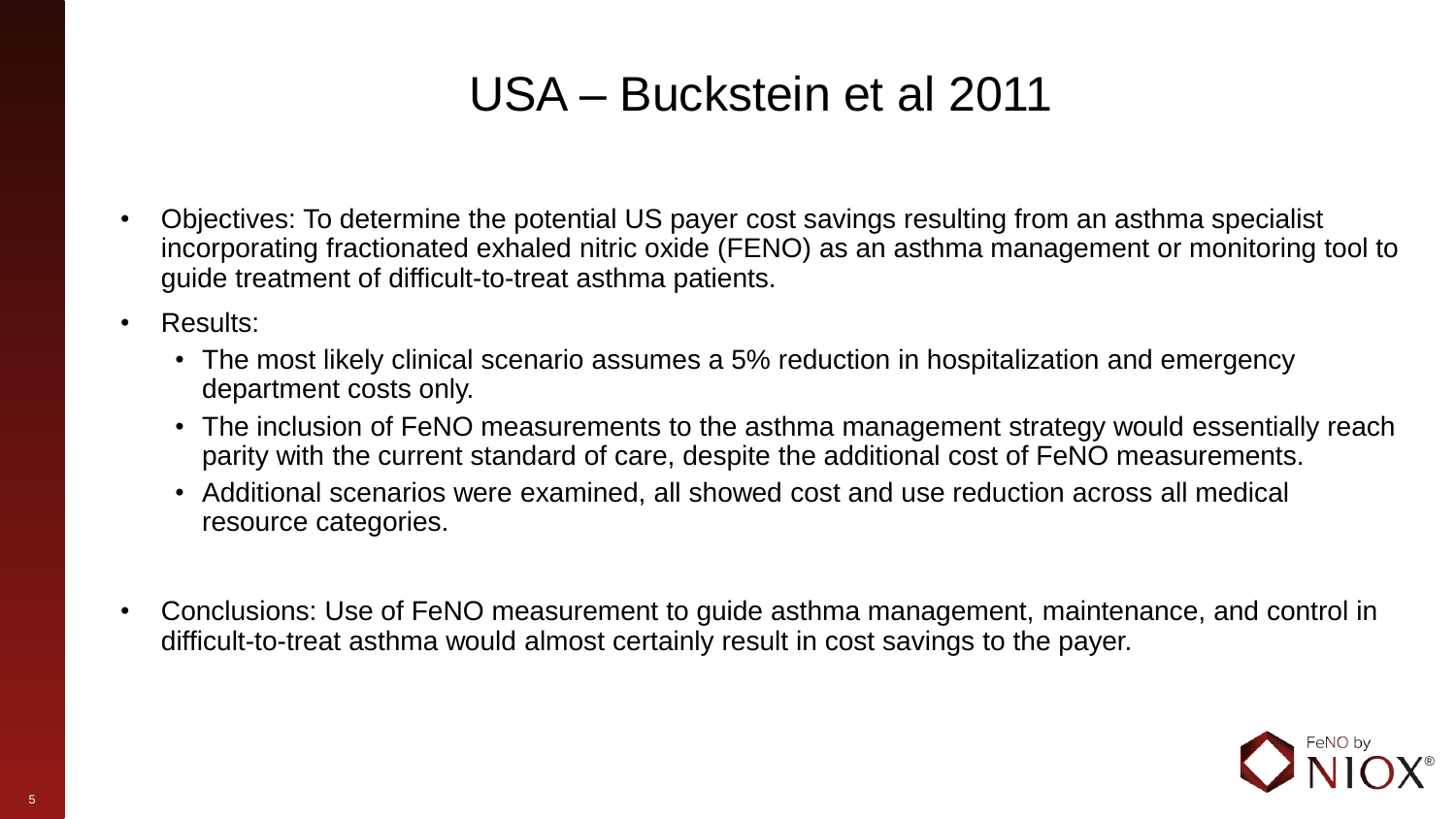# USA – Buckstein et al 2011

- Objectives: To determine the potential US payer cost savings resulting from an asthma specialist incorporating fractionated exhaled nitric oxide (FENO) as an asthma management or monitoring tool to guide treatment of difficult-to-treat asthma patients.
- Results:
  - The most likely clinical scenario assumes a 5% reduction in hospitalization and emergency department costs only.
  - The inclusion of FeNO measurements to the asthma management strategy would essentially reach parity with the current standard of care, despite the additional cost of FeNO measurements.
  - Additional scenarios were examined, all showed cost and use reduction across all medical resource categories.
- Conclusions: Use of FeNO measurement to guide asthma management, maintenance, and control in difficult-to-treat asthma would almost certainly result in cost savings to the payer.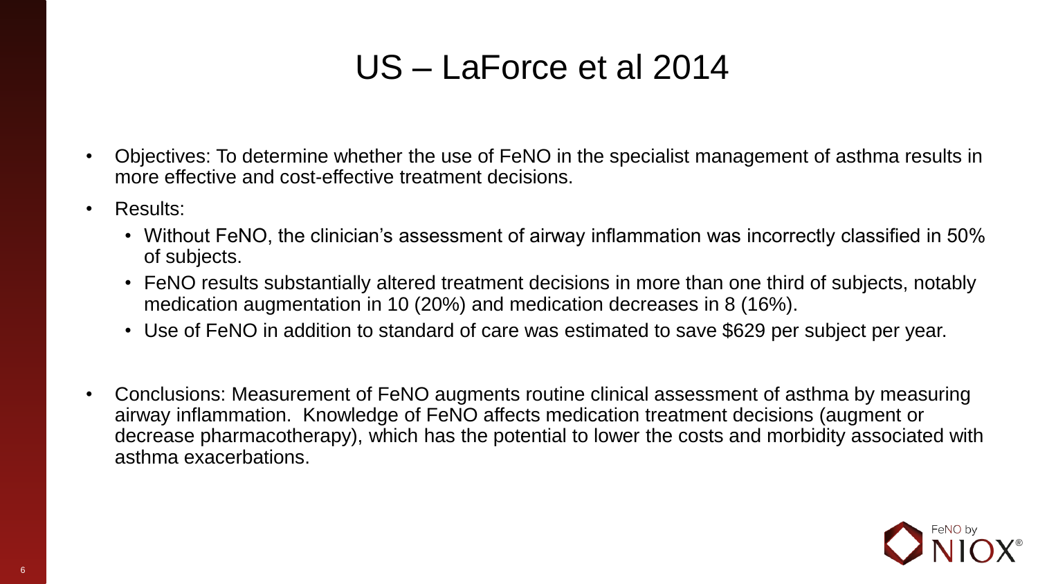# US – LaForce et al 2014

- Objectives: To determine whether the use of FeNO in the specialist management of asthma results in more effective and cost-effective treatment decisions.
- Results:
  - Without FeNO, the clinician's assessment of airway inflammation was incorrectly classified in 50% of subjects.
  - FeNO results substantially altered treatment decisions in more than one third of subjects, notably medication augmentation in 10 (20%) and medication decreases in 8 (16%).
  - Use of FeNO in addition to standard of care was estimated to save $629 per subject per year.
- Conclusions: Measurement of FeNO augments routine clinical assessment of asthma by measuring airway inflammation. Knowledge of FeNO affects medication treatment decisions (augment or decrease pharmacotherapy), which has the potential to lower the costs and morbidity associated with asthma exacerbations.

FeNO by NIOX®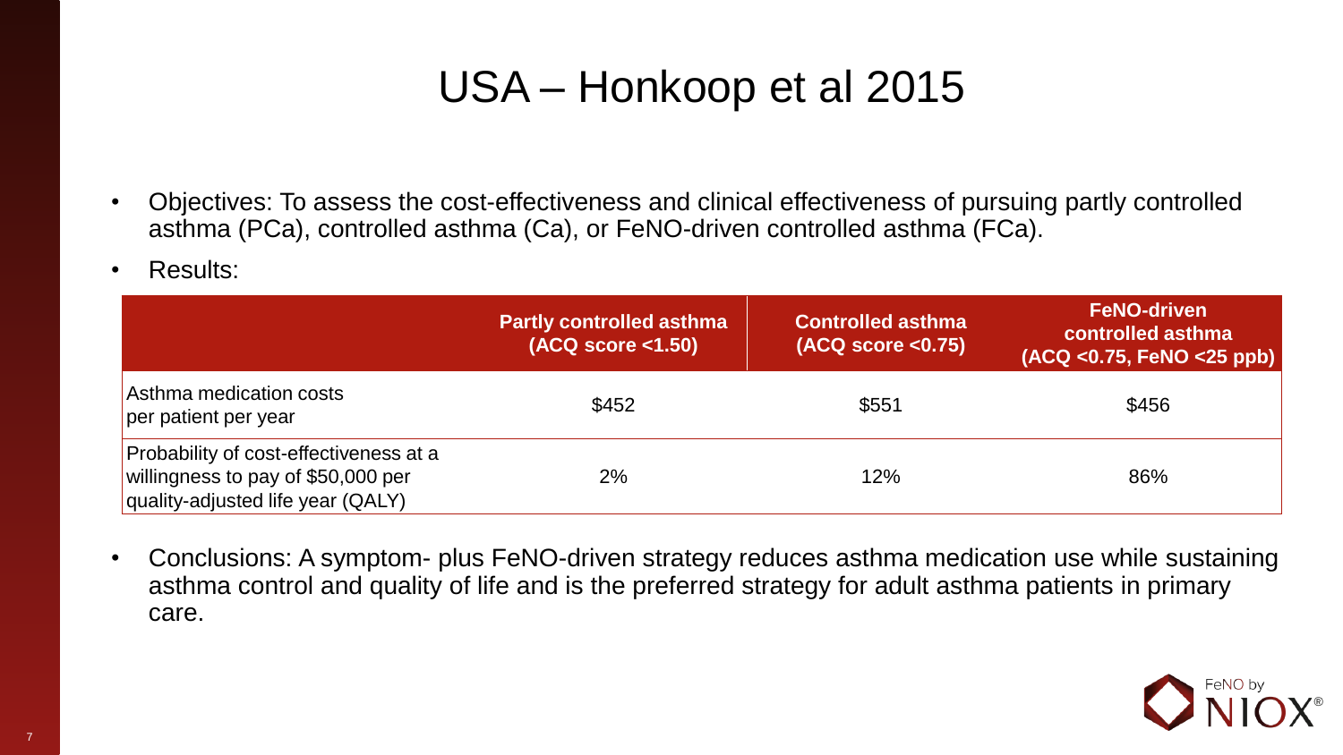# USA – Honkoop et al 2015

- Objectives: To assess the cost-effectiveness and clinical effectiveness of pursuing partly controlled asthma (PCa), controlled asthma (Ca), or FeNO-driven controlled asthma (FCa).
- Results:

| | Partly controlled asthma (ACQ score <1.50) | Controlled asthma (ACQ score <0.75) | FeNO-driven controlled asthma (ACQ <0.75, FeNO <25 ppb) |
|---|---|---|---|
| Asthma medication costs per patient per year | $452 | $551 | $456 |
| Probability of cost-effectiveness at a willingness to pay of $50,000 per quality-adjusted life year (QALY) | 2% | 12% | 86% |

- Conclusions: A symptom- plus FeNO-driven strategy reduces asthma medication use while sustaining asthma control and quality of life and is the preferred strategy for adult asthma patients in primary care.

FeNO by NIOX®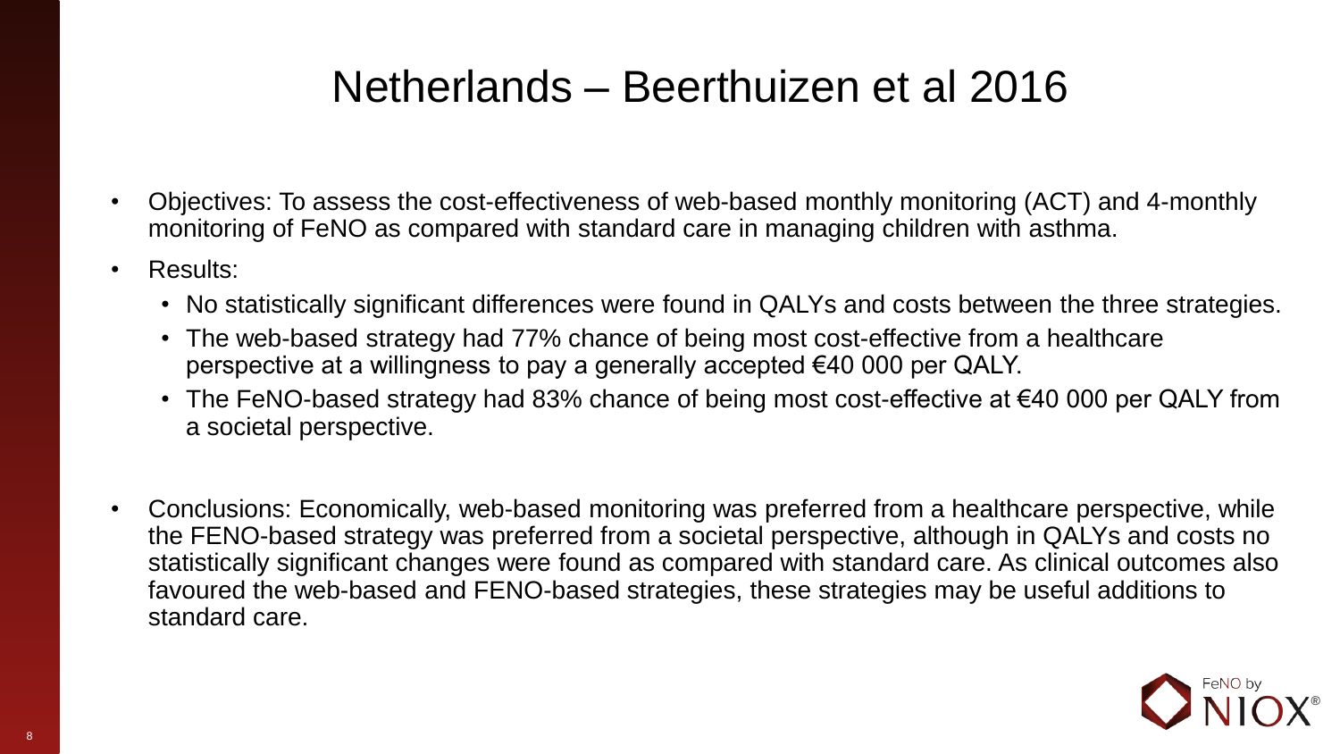# Netherlands – Beerthuizen et al 2016

- Objectives: To assess the cost-effectiveness of web-based monthly monitoring (ACT) and 4-monthly monitoring of FeNO as compared with standard care in managing children with asthma.
- Results:
  - No statistically significant differences were found in QALYs and costs between the three strategies.
  - The web-based strategy had 77% chance of being most cost-effective from a healthcare perspective at a willingness to pay a generally accepted €40 000 per QALY.
  - The FeNO-based strategy had 83% chance of being most cost-effective at €40 000 per QALY from a societal perspective.
- Conclusions: Economically, web-based monitoring was preferred from a healthcare perspective, while the FENO-based strategy was preferred from a societal perspective, although in QALYs and costs no statistically significant changes were found as compared with standard care. As clinical outcomes also favoured the web-based and FENO-based strategies, these strategies may be useful additions to standard care.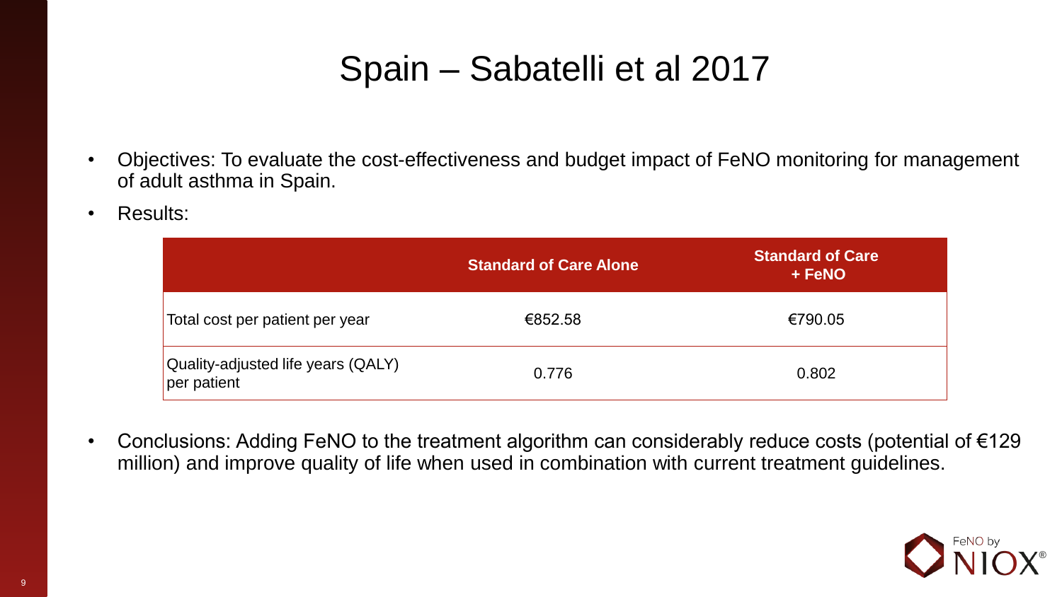# Spain – Sabatelli et al 2017

- Objectives: To evaluate the cost-effectiveness and budget impact of FeNO monitoring for management of adult asthma in Spain.
- Results:

| | Standard of Care Alone | Standard of Care + FeNO |
|---|---|---|
| Total cost per patient per year | €852.58 | €790.05 |
| Quality-adjusted life years (QALY) per patient | 0.776 | 0.802 |

- Conclusions: Adding FeNO to the treatment algorithm can considerably reduce costs (potential of €129 million) and improve quality of life when used in combination with current treatment guidelines.

FeNO by NIOX®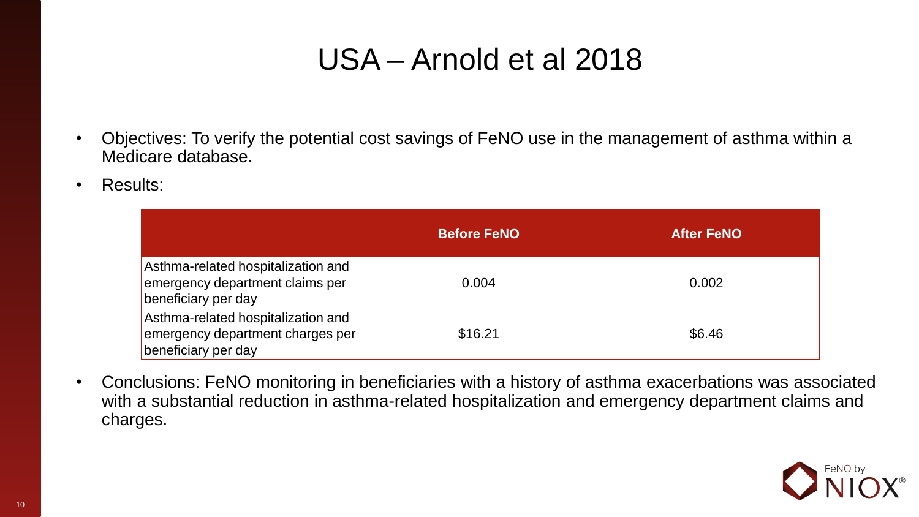# USA – Arnold et al 2018

- Objectives: To verify the potential cost savings of FeNO use in the management of asthma within a Medicare database.
- Results:

| | Before FeNO | After FeNO |
|---|---|---|
| Asthma-related hospitalization and emergency department claims per beneficiary per day | 0.004 | 0.002 |
| Asthma-related hospitalization and emergency department charges per beneficiary per day | $16.21 | $6.46 |

- Conclusions: FeNO monitoring in beneficiaries with a history of asthma exacerbations was associated with a substantial reduction in asthma-related hospitalization and emergency department claims and charges.

FeNO by NIOX®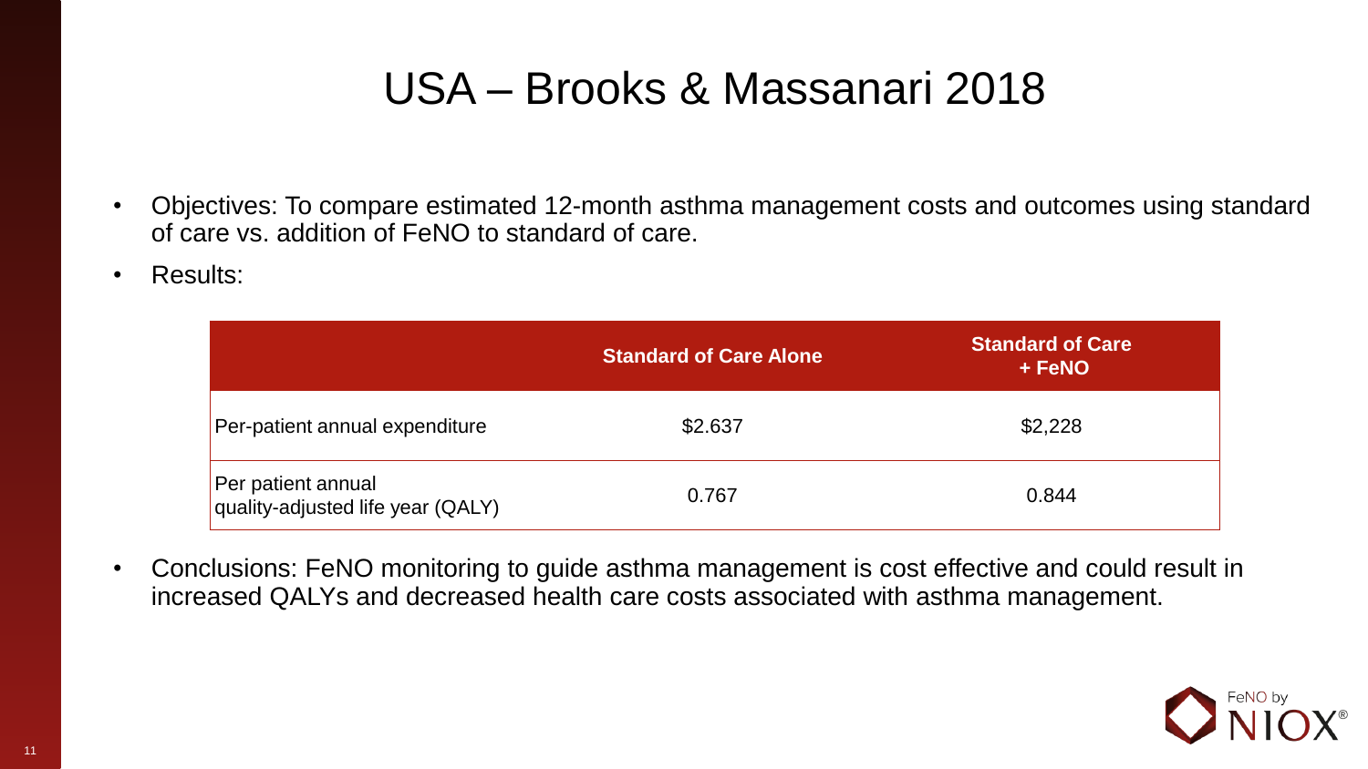# USA – Brooks & Massanari 2018

- Objectives: To compare estimated 12-month asthma management costs and outcomes using standard of care vs. addition of FeNO to standard of care.
- Results:

| | Standard of Care Alone | Standard of Care + FeNO |
|---|---|---|
| Per-patient annual expenditure | $2.637 | $2,228 |
| Per patient annual quality-adjusted life year (QALY) | 0.767 | 0.844 |

- Conclusions: FeNO monitoring to guide asthma management is cost effective and could result in increased QALYs and decreased health care costs associated with asthma management.

FeNO by NIOX®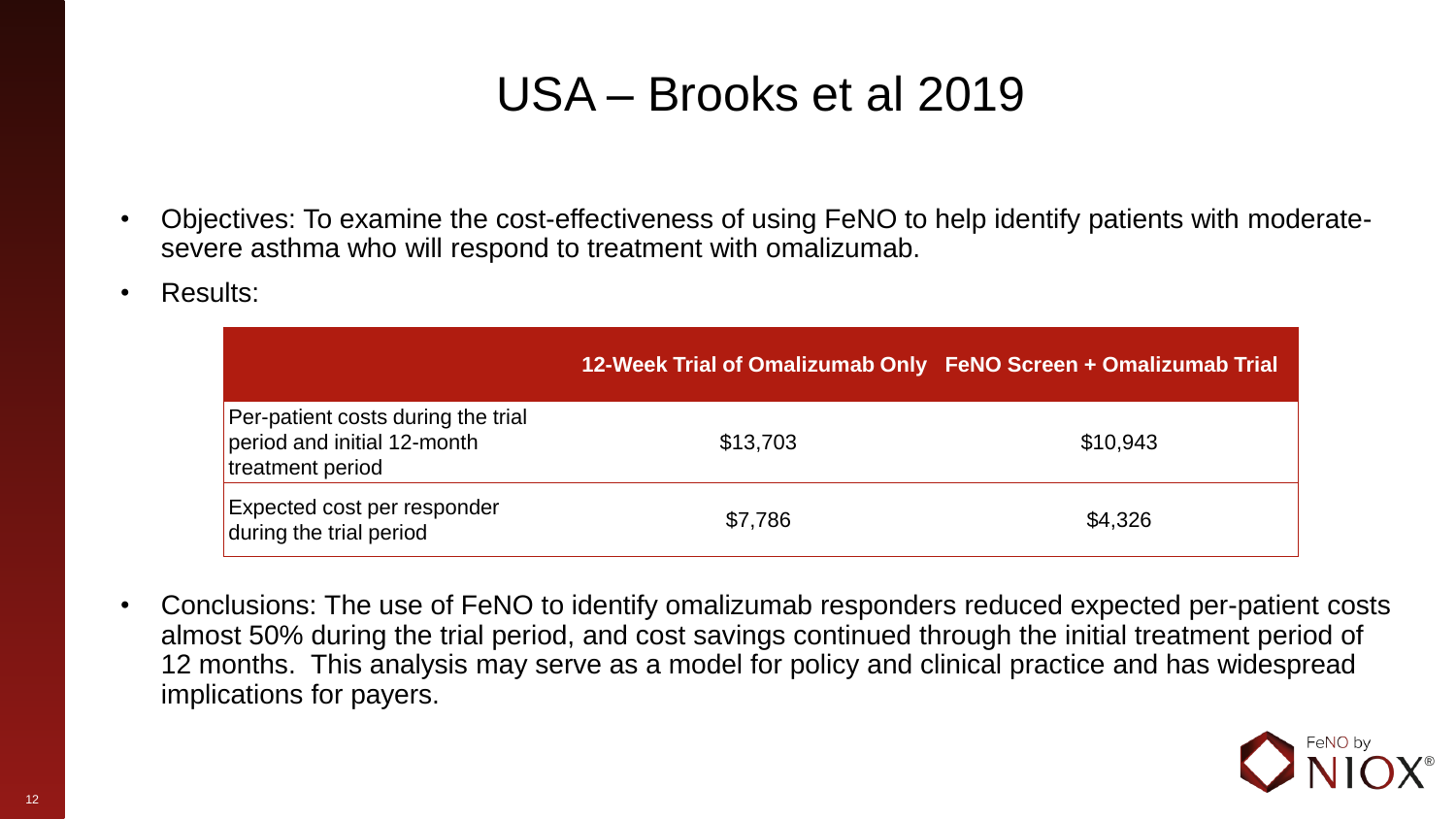# USA – Brooks et al 2019

- Objectives: To examine the cost-effectiveness of using FeNO to help identify patients with moderate-severe asthma who will respond to treatment with omalizumab.
- Results:

| | 12-Week Trial of Omalizumab Only | FeNO Screen + Omalizumab Trial |
|---|---|---|
| Per-patient costs during the trial period and initial 12-month treatment period | $13,703 | $10,943 |
| Expected cost per responder during the trial period | $7,786 | $4,326 |

- Conclusions: The use of FeNO to identify omalizumab responders reduced expected per-patient costs almost 50% during the trial period, and cost savings continued through the initial treatment period of 12 months. This analysis may serve as a model for policy and clinical practice and has widespread implications for payers.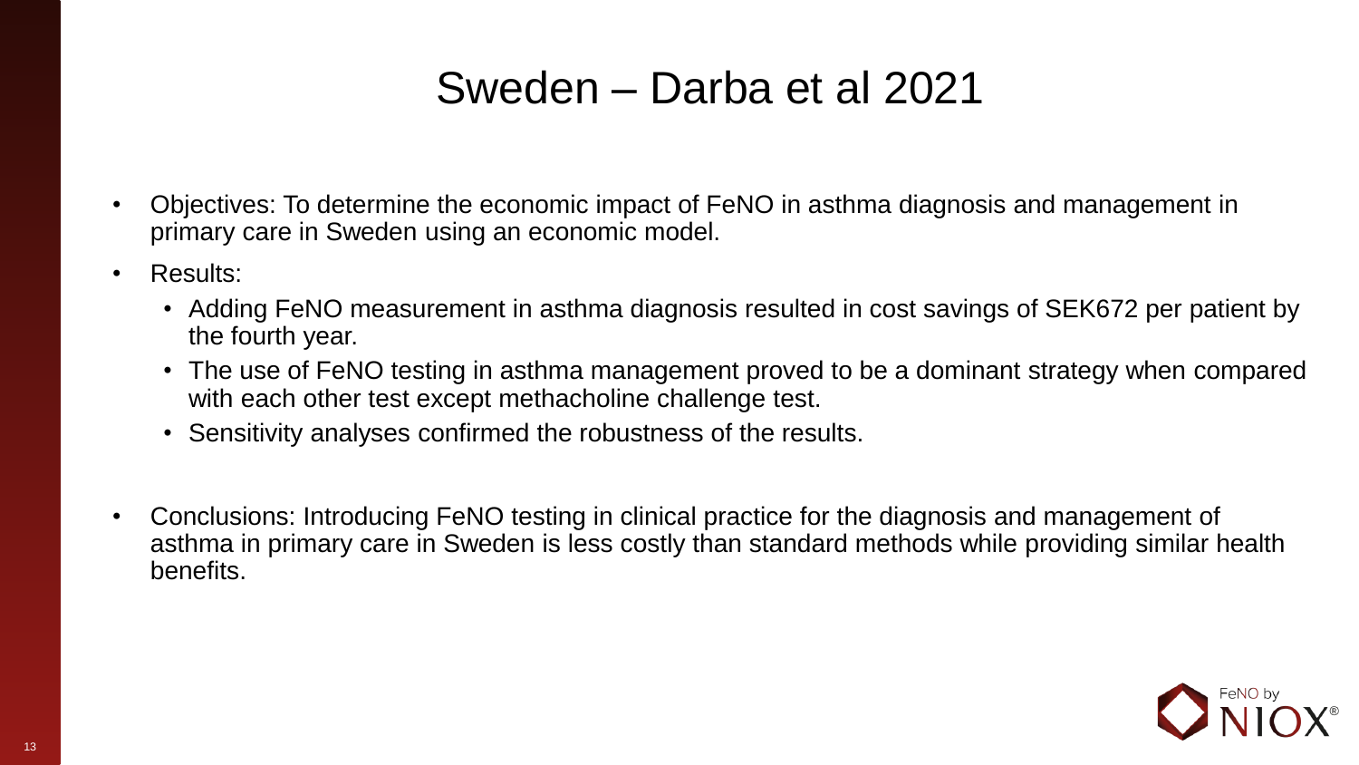# Sweden – Darba et al 2021

- Objectives: To determine the economic impact of FeNO in asthma diagnosis and management in primary care in Sweden using an economic model.
- Results:
  - Adding FeNO measurement in asthma diagnosis resulted in cost savings of SEK672 per patient by the fourth year.
  - The use of FeNO testing in asthma management proved to be a dominant strategy when compared with each other test except methacholine challenge test.
  - Sensitivity analyses confirmed the robustness of the results.
- Conclusions: Introducing FeNO testing in clinical practice for the diagnosis and management of asthma in primary care in Sweden is less costly than standard methods while providing similar health benefits.

FeNO by NIOX®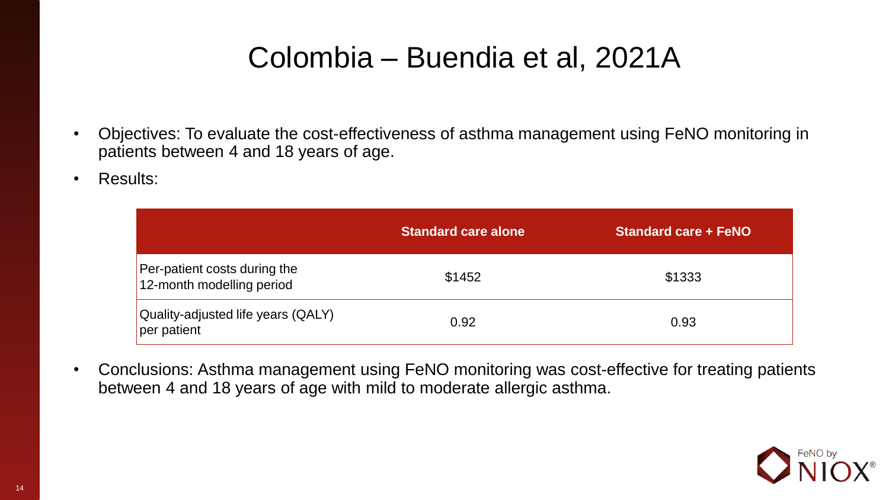# Colombia – Buendia et al, 2021A

- Objectives: To evaluate the cost-effectiveness of asthma management using FeNO monitoring in patients between 4 and 18 years of age.
- Results:

| | Standard care alone | Standard care + FeNO |
|---|---|---|
| Per-patient costs during the 12-month modelling period | $1452 | $1333 |
| Quality-adjusted life years (QALY) per patient | 0.92 | 0.93 |

- Conclusions: Asthma management using FeNO monitoring was cost-effective for treating patients between 4 and 18 years of age with mild to moderate allergic asthma.

FeNO by NIOX®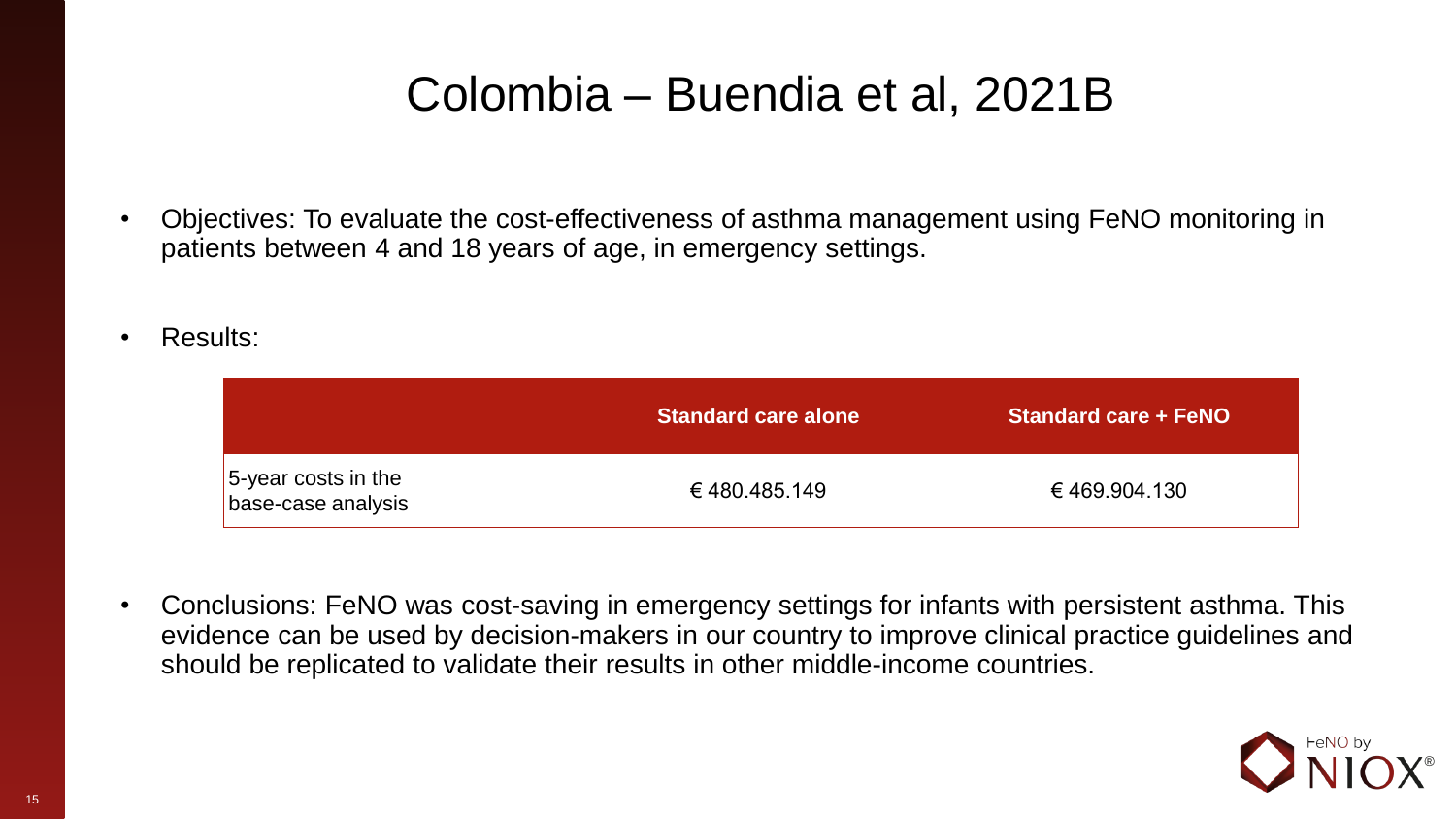# Colombia – Buendia et al, 2021B

- Objectives: To evaluate the cost-effectiveness of asthma management using FeNO monitoring in patients between 4 and 18 years of age, in emergency settings.
- Results:

| | Standard care alone | Standard care + FeNO |
|---|---|---|
| 5-year costs in the base-case analysis | € 480.485.149 | € 469.904.130 |

- Conclusions: FeNO was cost-saving in emergency settings for infants with persistent asthma. This evidence can be used by decision-makers in our country to improve clinical practice guidelines and should be replicated to validate their results in other middle-income countries.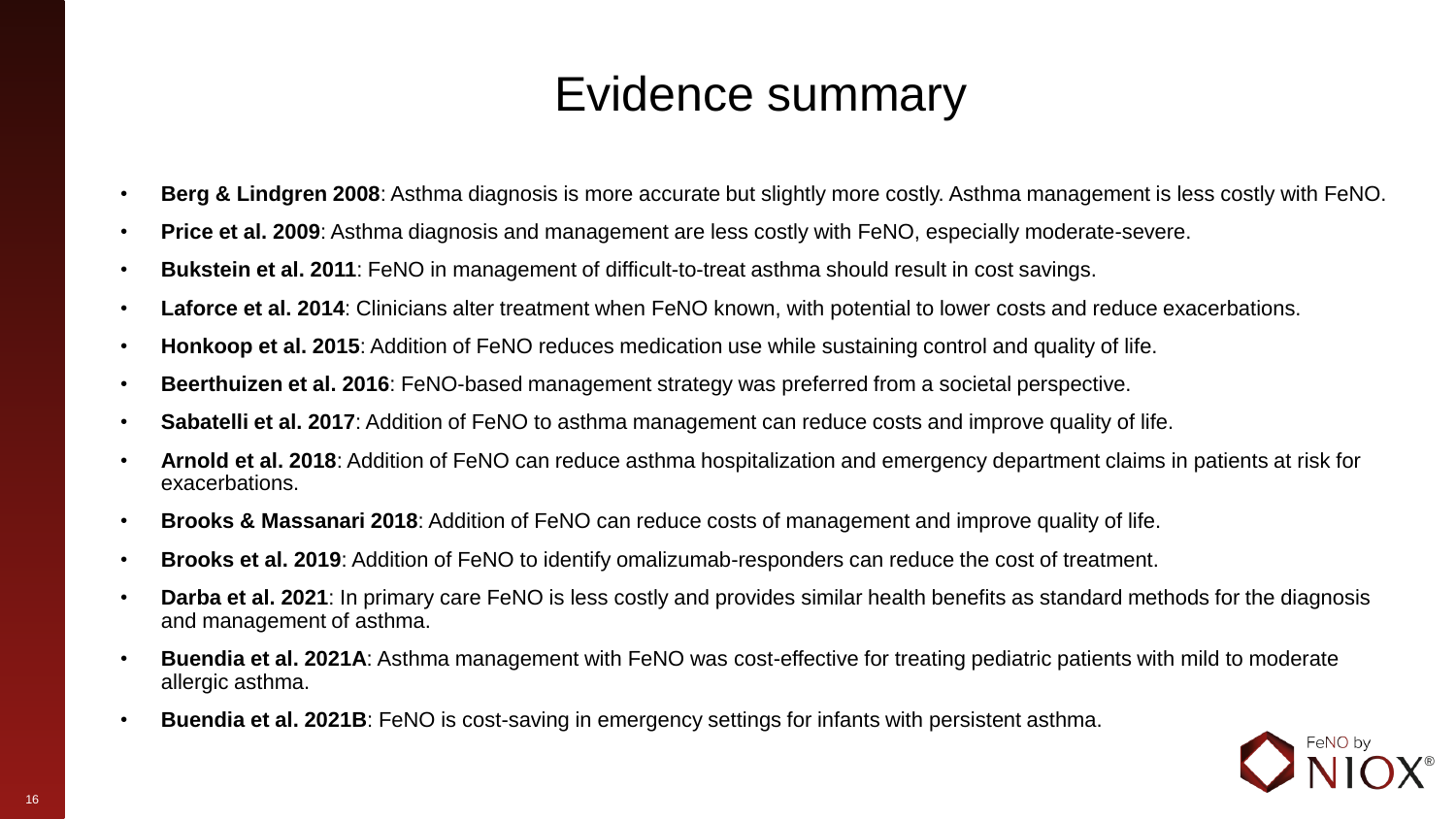# Evidence summary

- **Berg & Lindgren 2008**: Asthma diagnosis is more accurate but slightly more costly. Asthma management is less costly with FeNO.
- **Price et al. 2009**: Asthma diagnosis and management are less costly with FeNO, especially moderate-severe.
- **Bukstein et al. 2011**: FeNO in management of difficult-to-treat asthma should result in cost savings.
- **Laforce et al. 2014**: Clinicians alter treatment when FeNO known, with potential to lower costs and reduce exacerbations.
- **Honkoop et al. 2015**: Addition of FeNO reduces medication use while sustaining control and quality of life.
- **Beerthuizen et al. 2016**: FeNO-based management strategy was preferred from a societal perspective.
- **Sabatelli et al. 2017**: Addition of FeNO to asthma management can reduce costs and improve quality of life.
- **Arnold et al. 2018**: Addition of FeNO can reduce asthma hospitalization and emergency department claims in patients at risk for exacerbations.
- **Brooks & Massanari 2018**: Addition of FeNO can reduce costs of management and improve quality of life.
- **Brooks et al. 2019**: Addition of FeNO to identify omalizumab-responders can reduce the cost of treatment.
- **Darba et al. 2021**: In primary care FeNO is less costly and provides similar health benefits as standard methods for the diagnosis and management of asthma.
- **Buendia et al. 2021A**: Asthma management with FeNO was cost-effective for treating pediatric patients with mild to moderate allergic asthma.
- **Buendia et al. 2021B**: FeNO is cost-saving in emergency settings for infants with persistent asthma.

FeNO by NIOX®